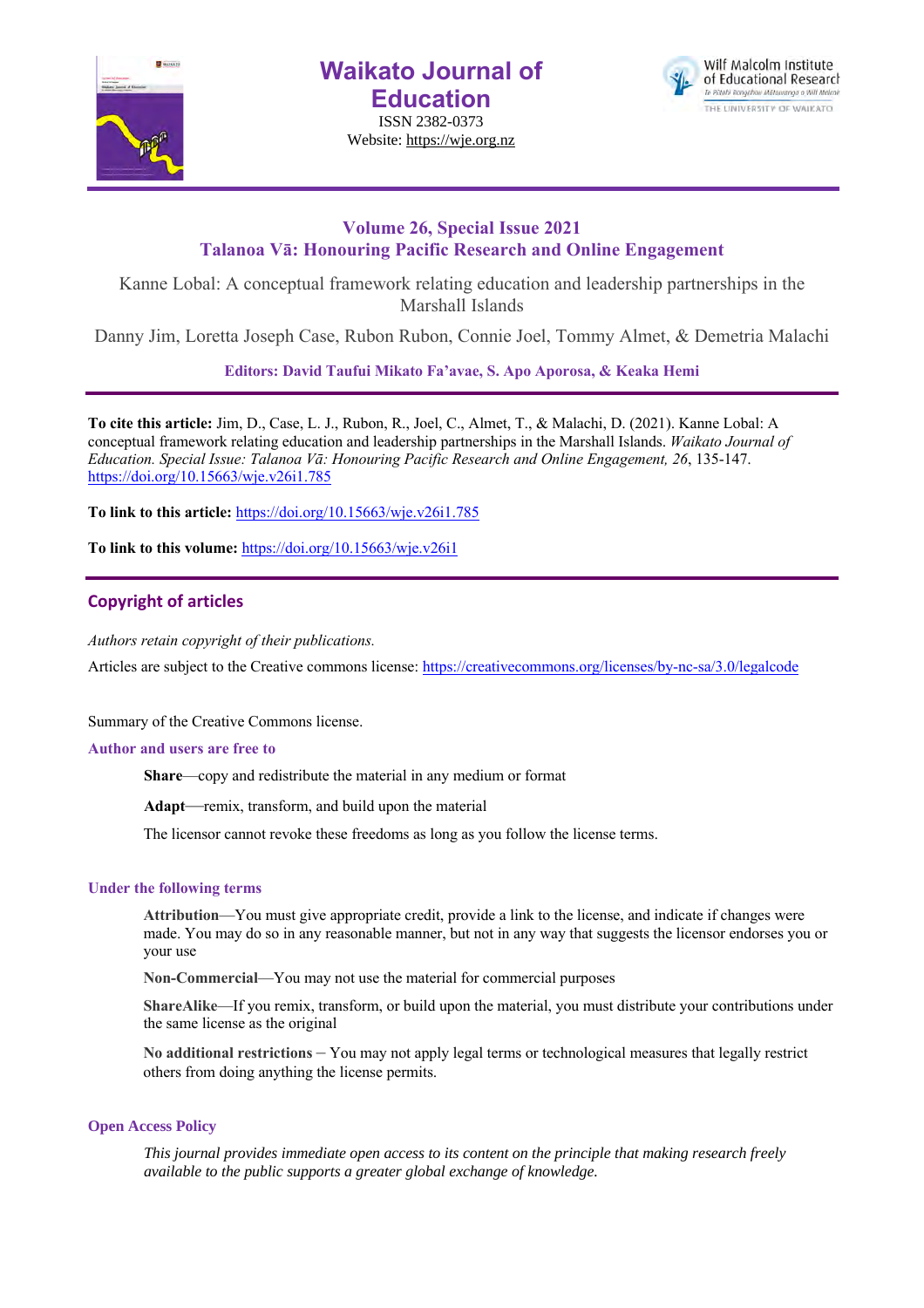# Waikato Journal of Education

ISSN 2382-0373

Website: https://wje.org.nz

## Volume 26, Special Issue 2021
## Talanoa Vā: Honouring Pacific Research and Online Engagement

Kanne Lobal: A conceptual framework relating education and leadership partnerships in the Marshall Islands

Danny Jim, Loretta Joseph Case, Rubon Rubon, Connie Joel, Tommy Almet, & Demetria Malachi

**Editors: David Taufui Mikato Fa'avae, S. Apo Aporosa, & Keaka Hemi**

**To cite this article:** Jim, D., Case, L. J., Rubon, R., Joel, C., Almet, T., & Malachi, D. (2021). Kanne Lobal: A conceptual framework relating education and leadership partnerships in the Marshall Islands. *Waikato Journal of Education. Special Issue: Talanoa Vā: Honouring Pacific Research and Online Engagement, 26*, 135-147. https://doi.org/10.15663/wje.v26i1.785

**To link to this article:** https://doi.org/10.15663/wje.v26i1.785

**To link to this volume:** https://doi.org/10.15663/wje.v26i1

## Copyright of articles

*Authors retain copyright of their publications.*

Articles are subject to the Creative commons license: https://creativecommons.org/licenses/by-nc-sa/3.0/legalcode

Summary of the Creative Commons license.

### Author and users are free to

**Share**—copy and redistribute the material in any medium or format

**Adapt**—remix, transform, and build upon the material

The licensor cannot revoke these freedoms as long as you follow the license terms.

### Under the following terms

**Attribution**—You must give appropriate credit, provide a link to the license, and indicate if changes were made. You may do so in any reasonable manner, but not in any way that suggests the licensor endorses you or your use

**Non-Commercial**—You may not use the material for commercial purposes

**ShareAlike**—If you remix, transform, or build upon the material, you must distribute your contributions under the same license as the original

**No additional restrictions** – You may not apply legal terms or technological measures that legally restrict others from doing anything the license permits.

### Open Access Policy

*This journal provides immediate open access to its content on the principle that making research freely available to the public supports a greater global exchange of knowledge.*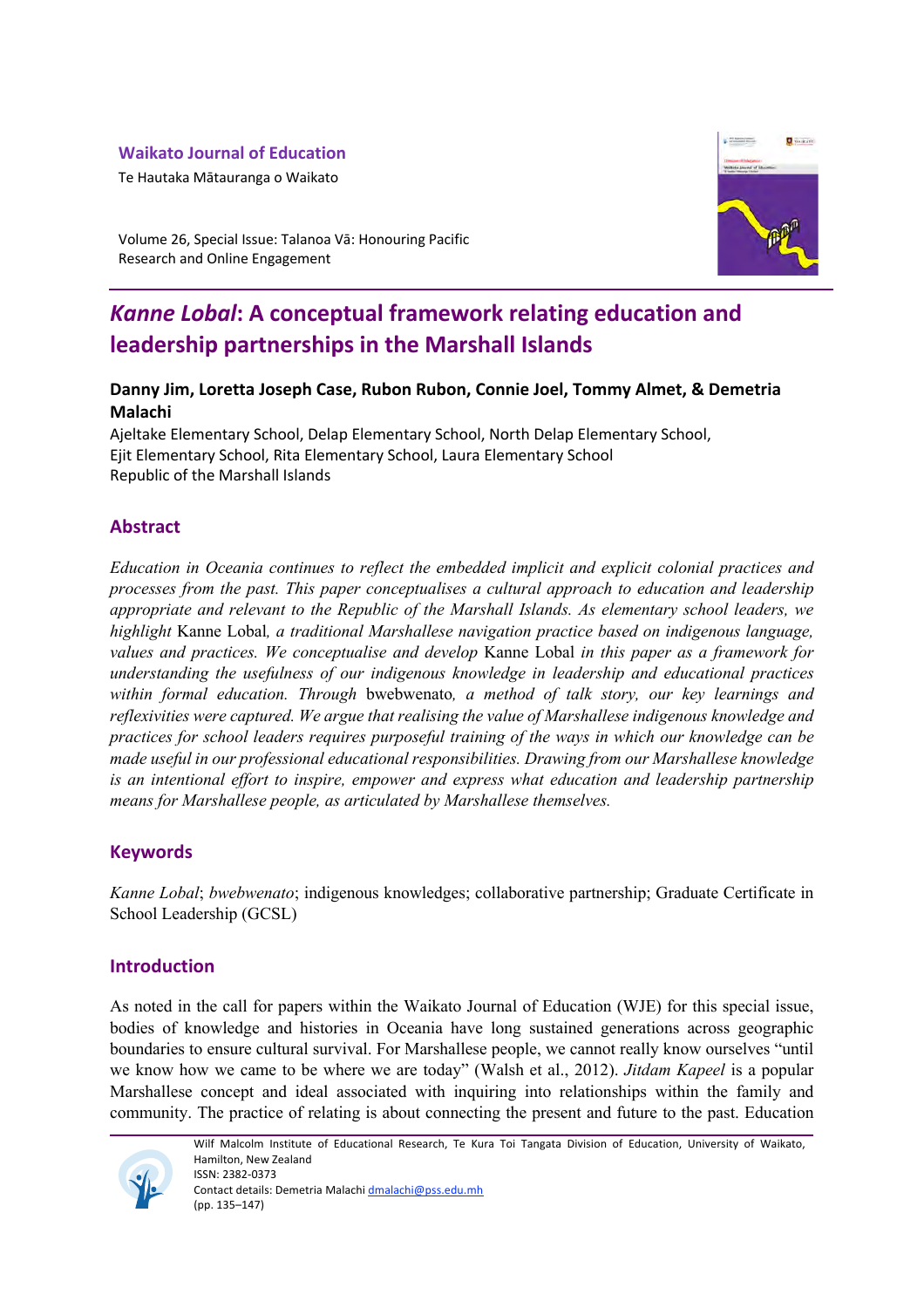Waikato Journal of Education

Te Hautaka Mātauranga o Waikato

Volume 26, Special Issue: Talanoa Vā: Honouring Pacific Research and Online Engagement

# *Kanne Lobal*: A conceptual framework relating education and leadership partnerships in the Marshall Islands

**Danny Jim, Loretta Joseph Case, Rubon Rubon, Connie Joel, Tommy Almet, & Demetria Malachi**

Ajeltake Elementary School, Delap Elementary School, North Delap Elementary School, Ejit Elementary School, Rita Elementary School, Laura Elementary School

Republic of the Marshall Islands

## Abstract

*Education in Oceania continues to reflect the embedded implicit and explicit colonial practices and processes from the past. This paper conceptualises a cultural approach to education and leadership appropriate and relevant to the Republic of the Marshall Islands. As elementary school leaders, we highlight* Kanne Lobal*, a traditional Marshallese navigation practice based on indigenous language, values and practices. We conceptualise and develop* Kanne Lobal *in this paper as a framework for understanding the usefulness of our indigenous knowledge in leadership and educational practices within formal education. Through* bwebwenato*, a method of talk story, our key learnings and reflexivities were captured. We argue that realising the value of Marshallese indigenous knowledge and practices for school leaders requires purposeful training of the ways in which our knowledge can be made useful in our professional educational responsibilities. Drawing from our Marshallese knowledge is an intentional effort to inspire, empower and express what education and leadership partnership means for Marshallese people, as articulated by Marshallese themselves.*

## Keywords

*Kanne Lobal*; *bwebwenato*; indigenous knowledges; collaborative partnership; Graduate Certificate in School Leadership (GCSL)

## Introduction

As noted in the call for papers within the Waikato Journal of Education (WJE) for this special issue, bodies of knowledge and histories in Oceania have long sustained generations across geographic boundaries to ensure cultural survival. For Marshallese people, we cannot really know ourselves "until we know how we came to be where we are today" (Walsh et al., 2012). *Jitdam Kapeel* is a popular Marshallese concept and ideal associated with inquiring into relationships within the family and community. The practice of relating is about connecting the present and future to the past. Education

Wilf Malcolm Institute of Educational Research, Te Kura Toi Tangata Division of Education, University of Waikato, Hamilton, New Zealand

ISSN: 2382-0373

Contact details: Demetria Malachi dmalachi@pss.edu.mh

(pp. 135–147)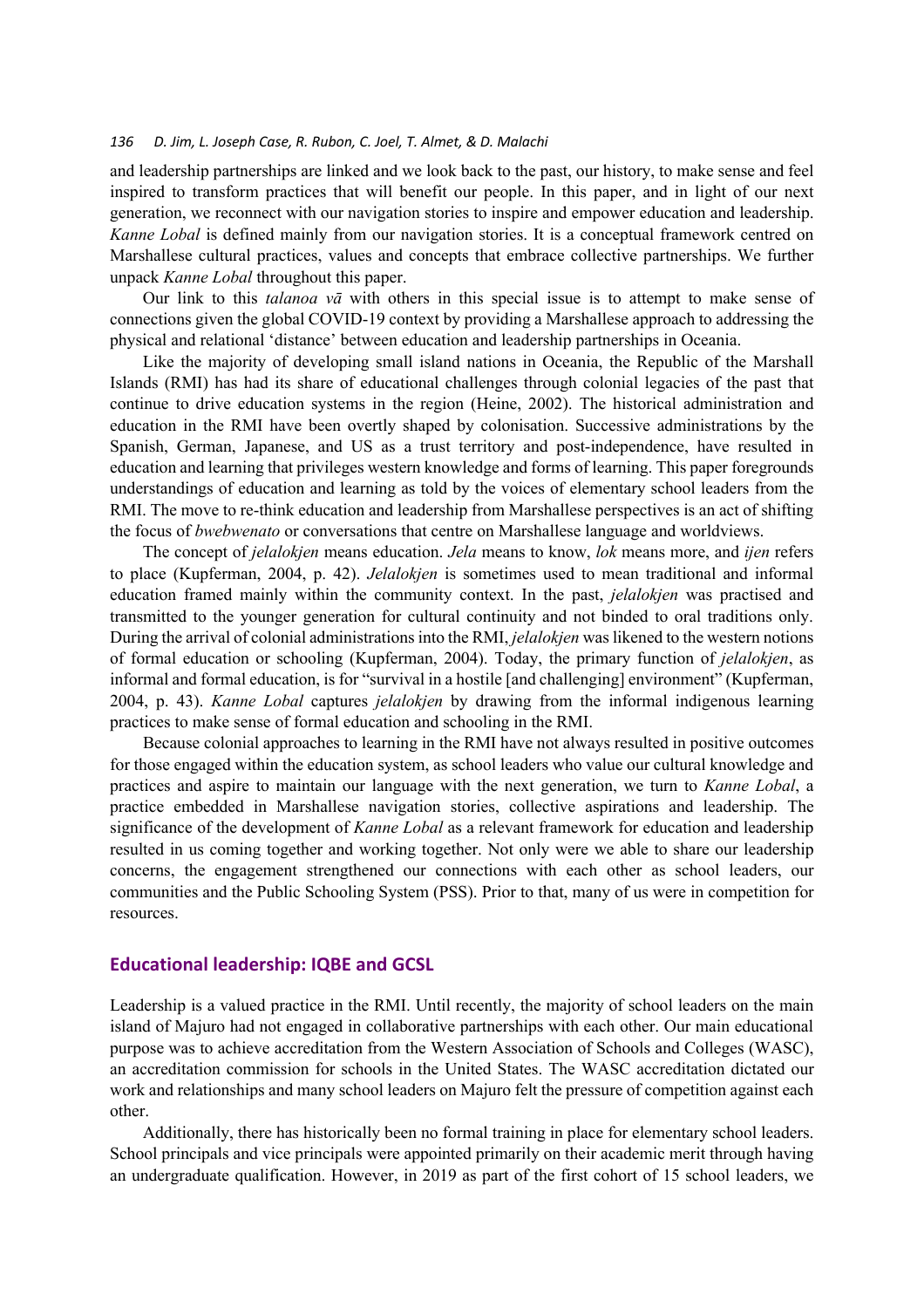and leadership partnerships are linked and we look back to the past, our history, to make sense and feel inspired to transform practices that will benefit our people. In this paper, and in light of our next generation, we reconnect with our navigation stories to inspire and empower education and leadership. *Kanne Lobal* is defined mainly from our navigation stories. It is a conceptual framework centred on Marshallese cultural practices, values and concepts that embrace collective partnerships. We further unpack *Kanne Lobal* throughout this paper.

Our link to this *talanoa vā* with others in this special issue is to attempt to make sense of connections given the global COVID-19 context by providing a Marshallese approach to addressing the physical and relational 'distance' between education and leadership partnerships in Oceania.

Like the majority of developing small island nations in Oceania, the Republic of the Marshall Islands (RMI) has had its share of educational challenges through colonial legacies of the past that continue to drive education systems in the region (Heine, 2002). The historical administration and education in the RMI have been overtly shaped by colonisation. Successive administrations by the Spanish, German, Japanese, and US as a trust territory and post-independence, have resulted in education and learning that privileges western knowledge and forms of learning. This paper foregrounds understandings of education and learning as told by the voices of elementary school leaders from the RMI. The move to re-think education and leadership from Marshallese perspectives is an act of shifting the focus of *bwebwenato* or conversations that centre on Marshallese language and worldviews.

The concept of *jelalokjen* means education. *Jela* means to know, *lok* means more, and *ijen* refers to place (Kupferman, 2004, p. 42). *Jelalokjen* is sometimes used to mean traditional and informal education framed mainly within the community context. In the past, *jelalokjen* was practised and transmitted to the younger generation for cultural continuity and not binded to oral traditions only. During the arrival of colonial administrations into the RMI, *jelalokjen* was likened to the western notions of formal education or schooling (Kupferman, 2004). Today, the primary function of *jelalokjen*, as informal and formal education, is for "survival in a hostile [and challenging] environment" (Kupferman, 2004, p. 43). *Kanne Lobal* captures *jelalokjen* by drawing from the informal indigenous learning practices to make sense of formal education and schooling in the RMI.

Because colonial approaches to learning in the RMI have not always resulted in positive outcomes for those engaged within the education system, as school leaders who value our cultural knowledge and practices and aspire to maintain our language with the next generation, we turn to *Kanne Lobal*, a practice embedded in Marshallese navigation stories, collective aspirations and leadership. The significance of the development of *Kanne Lobal* as a relevant framework for education and leadership resulted in us coming together and working together. Not only were we able to share our leadership concerns, the engagement strengthened our connections with each other as school leaders, our communities and the Public Schooling System (PSS). Prior to that, many of us were in competition for resources.

## Educational leadership: IQBE and GCSL

Leadership is a valued practice in the RMI. Until recently, the majority of school leaders on the main island of Majuro had not engaged in collaborative partnerships with each other. Our main educational purpose was to achieve accreditation from the Western Association of Schools and Colleges (WASC), an accreditation commission for schools in the United States. The WASC accreditation dictated our work and relationships and many school leaders on Majuro felt the pressure of competition against each other.

Additionally, there has historically been no formal training in place for elementary school leaders. School principals and vice principals were appointed primarily on their academic merit through having an undergraduate qualification. However, in 2019 as part of the first cohort of 15 school leaders, we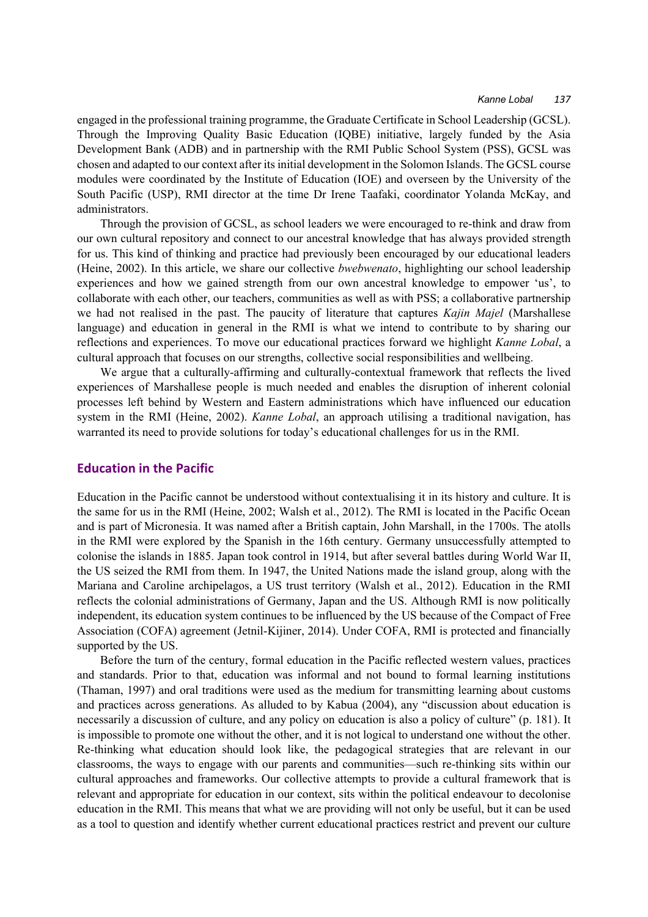engaged in the professional training programme, the Graduate Certificate in School Leadership (GCSL). Through the Improving Quality Basic Education (IQBE) initiative, largely funded by the Asia Development Bank (ADB) and in partnership with the RMI Public School System (PSS), GCSL was chosen and adapted to our context after its initial development in the Solomon Islands. The GCSL course modules were coordinated by the Institute of Education (IOE) and overseen by the University of the South Pacific (USP), RMI director at the time Dr Irene Taafaki, coordinator Yolanda McKay, and administrators.

Through the provision of GCSL, as school leaders we were encouraged to re-think and draw from our own cultural repository and connect to our ancestral knowledge that has always provided strength for us. This kind of thinking and practice had previously been encouraged by our educational leaders (Heine, 2002). In this article, we share our collective *bwebwenato*, highlighting our school leadership experiences and how we gained strength from our own ancestral knowledge to empower 'us', to collaborate with each other, our teachers, communities as well as with PSS; a collaborative partnership we had not realised in the past. The paucity of literature that captures *Kajin Majel* (Marshallese language) and education in general in the RMI is what we intend to contribute to by sharing our reflections and experiences. To move our educational practices forward we highlight *Kanne Lobal*, a cultural approach that focuses on our strengths, collective social responsibilities and wellbeing.

We argue that a culturally-affirming and culturally-contextual framework that reflects the lived experiences of Marshallese people is much needed and enables the disruption of inherent colonial processes left behind by Western and Eastern administrations which have influenced our education system in the RMI (Heine, 2002). *Kanne Lobal*, an approach utilising a traditional navigation, has warranted its need to provide solutions for today's educational challenges for us in the RMI.

## Education in the Pacific

Education in the Pacific cannot be understood without contextualising it in its history and culture. It is the same for us in the RMI (Heine, 2002; Walsh et al., 2012). The RMI is located in the Pacific Ocean and is part of Micronesia. It was named after a British captain, John Marshall, in the 1700s. The atolls in the RMI were explored by the Spanish in the 16th century. Germany unsuccessfully attempted to colonise the islands in 1885. Japan took control in 1914, but after several battles during World War II, the US seized the RMI from them. In 1947, the United Nations made the island group, along with the Mariana and Caroline archipelagos, a US trust territory (Walsh et al., 2012). Education in the RMI reflects the colonial administrations of Germany, Japan and the US. Although RMI is now politically independent, its education system continues to be influenced by the US because of the Compact of Free Association (COFA) agreement (Jetnil-Kijiner, 2014). Under COFA, RMI is protected and financially supported by the US.

Before the turn of the century, formal education in the Pacific reflected western values, practices and standards. Prior to that, education was informal and not bound to formal learning institutions (Thaman, 1997) and oral traditions were used as the medium for transmitting learning about customs and practices across generations. As alluded to by Kabua (2004), any "discussion about education is necessarily a discussion of culture, and any policy on education is also a policy of culture" (p. 181). It is impossible to promote one without the other, and it is not logical to understand one without the other. Re-thinking what education should look like, the pedagogical strategies that are relevant in our classrooms, the ways to engage with our parents and communities—such re-thinking sits within our cultural approaches and frameworks. Our collective attempts to provide a cultural framework that is relevant and appropriate for education in our context, sits within the political endeavour to decolonise education in the RMI. This means that what we are providing will not only be useful, but it can be used as a tool to question and identify whether current educational practices restrict and prevent our culture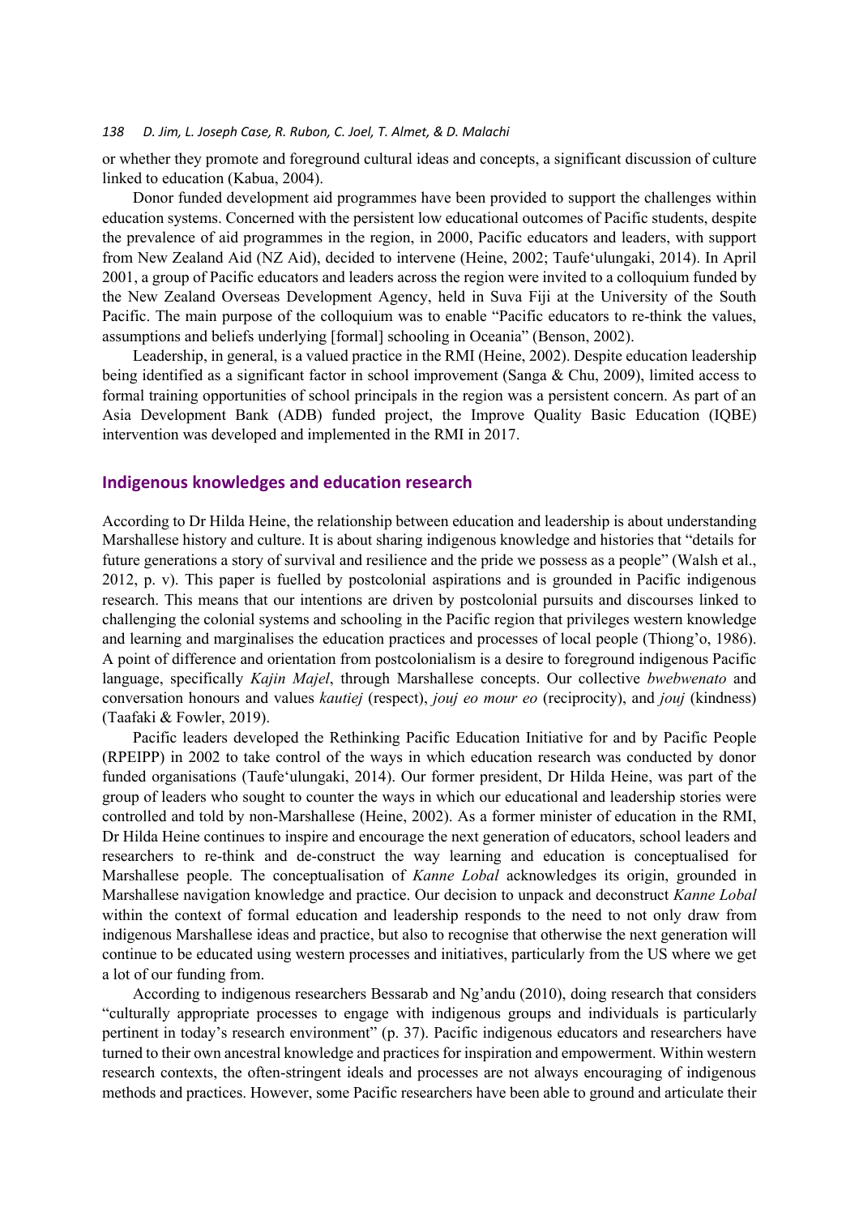or whether they promote and foreground cultural ideas and concepts, a significant discussion of culture linked to education (Kabua, 2004).

Donor funded development aid programmes have been provided to support the challenges within education systems. Concerned with the persistent low educational outcomes of Pacific students, despite the prevalence of aid programmes in the region, in 2000, Pacific educators and leaders, with support from New Zealand Aid (NZ Aid), decided to intervene (Heine, 2002; Taufe'ulungaki, 2014). In April 2001, a group of Pacific educators and leaders across the region were invited to a colloquium funded by the New Zealand Overseas Development Agency, held in Suva Fiji at the University of the South Pacific. The main purpose of the colloquium was to enable "Pacific educators to re-think the values, assumptions and beliefs underlying [formal] schooling in Oceania" (Benson, 2002).

Leadership, in general, is a valued practice in the RMI (Heine, 2002). Despite education leadership being identified as a significant factor in school improvement (Sanga & Chu, 2009), limited access to formal training opportunities of school principals in the region was a persistent concern. As part of an Asia Development Bank (ADB) funded project, the Improve Quality Basic Education (IQBE) intervention was developed and implemented in the RMI in 2017.

## Indigenous knowledges and education research

According to Dr Hilda Heine, the relationship between education and leadership is about understanding Marshallese history and culture. It is about sharing indigenous knowledge and histories that "details for future generations a story of survival and resilience and the pride we possess as a people" (Walsh et al., 2012, p. v). This paper is fuelled by postcolonial aspirations and is grounded in Pacific indigenous research. This means that our intentions are driven by postcolonial pursuits and discourses linked to challenging the colonial systems and schooling in the Pacific region that privileges western knowledge and learning and marginalises the education practices and processes of local people (Thiong'o, 1986). A point of difference and orientation from postcolonialism is a desire to foreground indigenous Pacific language, specifically *Kajin Majel*, through Marshallese concepts. Our collective *bwebwenato* and conversation honours and values *kautiej* (respect), *jouj eo mour eo* (reciprocity), and *jouj* (kindness) (Taafaki & Fowler, 2019).

Pacific leaders developed the Rethinking Pacific Education Initiative for and by Pacific People (RPEIPP) in 2002 to take control of the ways in which education research was conducted by donor funded organisations (Taufe'ulungaki, 2014). Our former president, Dr Hilda Heine, was part of the group of leaders who sought to counter the ways in which our educational and leadership stories were controlled and told by non-Marshallese (Heine, 2002). As a former minister of education in the RMI, Dr Hilda Heine continues to inspire and encourage the next generation of educators, school leaders and researchers to re-think and de-construct the way learning and education is conceptualised for Marshallese people. The conceptualisation of *Kanne Lobal* acknowledges its origin, grounded in Marshallese navigation knowledge and practice. Our decision to unpack and deconstruct *Kanne Lobal* within the context of formal education and leadership responds to the need to not only draw from indigenous Marshallese ideas and practice, but also to recognise that otherwise the next generation will continue to be educated using western processes and initiatives, particularly from the US where we get a lot of our funding from.

According to indigenous researchers Bessarab and Ng'andu (2010), doing research that considers "culturally appropriate processes to engage with indigenous groups and individuals is particularly pertinent in today's research environment" (p. 37). Pacific indigenous educators and researchers have turned to their own ancestral knowledge and practices for inspiration and empowerment. Within western research contexts, the often-stringent ideals and processes are not always encouraging of indigenous methods and practices. However, some Pacific researchers have been able to ground and articulate their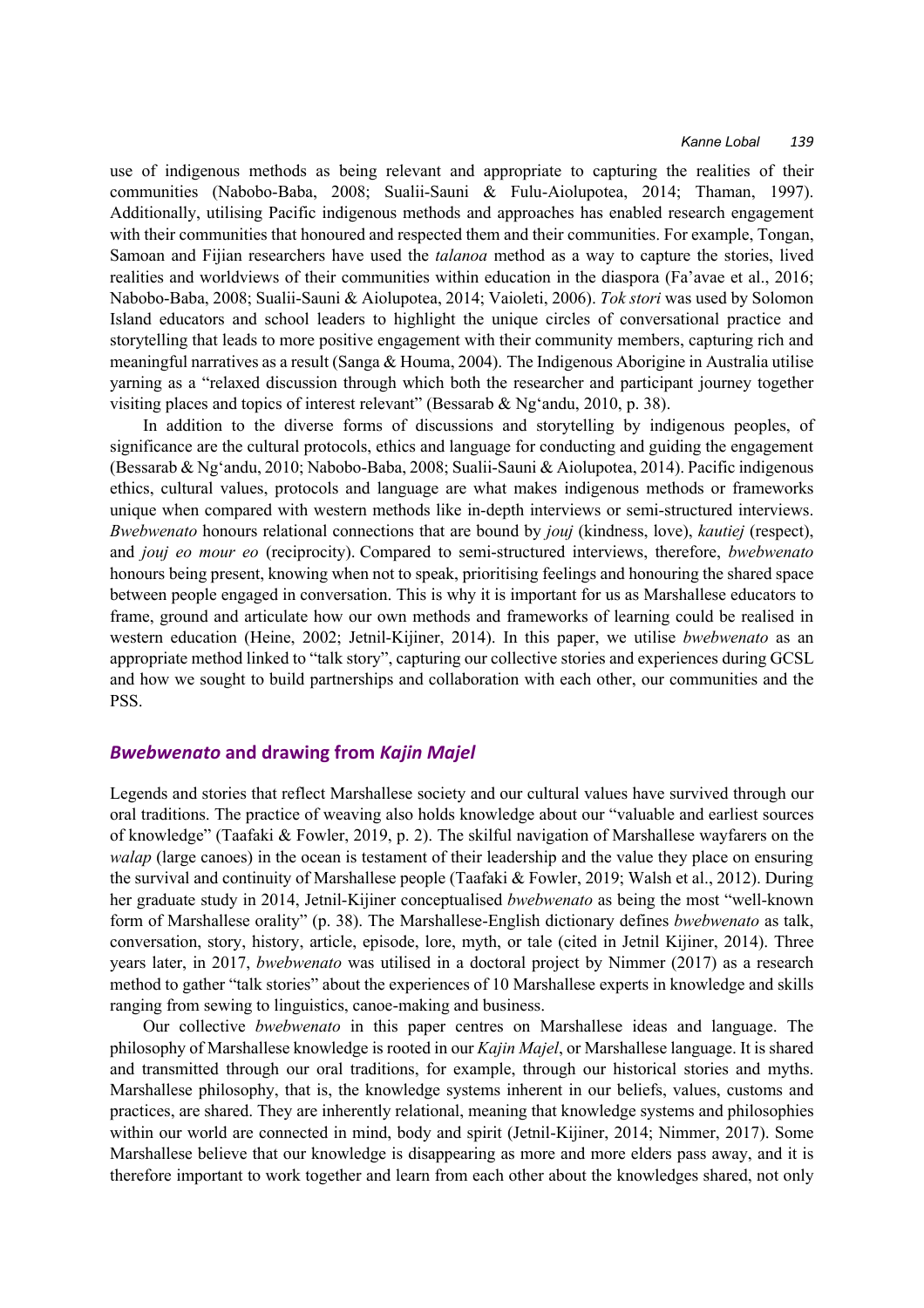use of indigenous methods as being relevant and appropriate to capturing the realities of their communities (Nabobo-Baba, 2008; Sualii-Sauni & Fulu-Aiolupotea, 2014; Thaman, 1997). Additionally, utilising Pacific indigenous methods and approaches has enabled research engagement with their communities that honoured and respected them and their communities. For example, Tongan, Samoan and Fijian researchers have used the *talanoa* method as a way to capture the stories, lived realities and worldviews of their communities within education in the diaspora (Fa'avae et al., 2016; Nabobo-Baba, 2008; Sualii-Sauni & Aiolupotea, 2014; Vaioleti, 2006). *Tok stori* was used by Solomon Island educators and school leaders to highlight the unique circles of conversational practice and storytelling that leads to more positive engagement with their community members, capturing rich and meaningful narratives as a result (Sanga & Houma, 2004). The Indigenous Aborigine in Australia utilise yarning as a "relaxed discussion through which both the researcher and participant journey together visiting places and topics of interest relevant" (Bessarab & Ng'andu, 2010, p. 38).

In addition to the diverse forms of discussions and storytelling by indigenous peoples, of significance are the cultural protocols, ethics and language for conducting and guiding the engagement (Bessarab & Ng'andu, 2010; Nabobo-Baba, 2008; Sualii-Sauni & Aiolupotea, 2014). Pacific indigenous ethics, cultural values, protocols and language are what makes indigenous methods or frameworks unique when compared with western methods like in-depth interviews or semi-structured interviews. *Bwebwenato* honours relational connections that are bound by *jouj* (kindness, love), *kautiej* (respect), and *jouj eo mour eo* (reciprocity). Compared to semi-structured interviews, therefore, *bwebwenato* honours being present, knowing when not to speak, prioritising feelings and honouring the shared space between people engaged in conversation. This is why it is important for us as Marshallese educators to frame, ground and articulate how our own methods and frameworks of learning could be realised in western education (Heine, 2002; Jetnil-Kijiner, 2014). In this paper, we utilise *bwebwenato* as an appropriate method linked to "talk story", capturing our collective stories and experiences during GCSL and how we sought to build partnerships and collaboration with each other, our communities and the PSS.

## *Bwebwenato* and drawing from *Kajin Majel*

Legends and stories that reflect Marshallese society and our cultural values have survived through our oral traditions. The practice of weaving also holds knowledge about our "valuable and earliest sources of knowledge" (Taafaki & Fowler, 2019, p. 2). The skilful navigation of Marshallese wayfarers on the *walap* (large canoes) in the ocean is testament of their leadership and the value they place on ensuring the survival and continuity of Marshallese people (Taafaki & Fowler, 2019; Walsh et al., 2012). During her graduate study in 2014, Jetnil-Kijiner conceptualised *bwebwenato* as being the most "well-known form of Marshallese orality" (p. 38). The Marshallese-English dictionary defines *bwebwenato* as talk, conversation, story, history, article, episode, lore, myth, or tale (cited in Jetnil Kijiner, 2014). Three years later, in 2017, *bwebwenato* was utilised in a doctoral project by Nimmer (2017) as a research method to gather "talk stories" about the experiences of 10 Marshallese experts in knowledge and skills ranging from sewing to linguistics, canoe-making and business.

Our collective *bwebwenato* in this paper centres on Marshallese ideas and language. The philosophy of Marshallese knowledge is rooted in our *Kajin Majel*, or Marshallese language. It is shared and transmitted through our oral traditions, for example, through our historical stories and myths. Marshallese philosophy, that is, the knowledge systems inherent in our beliefs, values, customs and practices, are shared. They are inherently relational, meaning that knowledge systems and philosophies within our world are connected in mind, body and spirit (Jetnil-Kijiner, 2014; Nimmer, 2017). Some Marshallese believe that our knowledge is disappearing as more and more elders pass away, and it is therefore important to work together and learn from each other about the knowledges shared, not only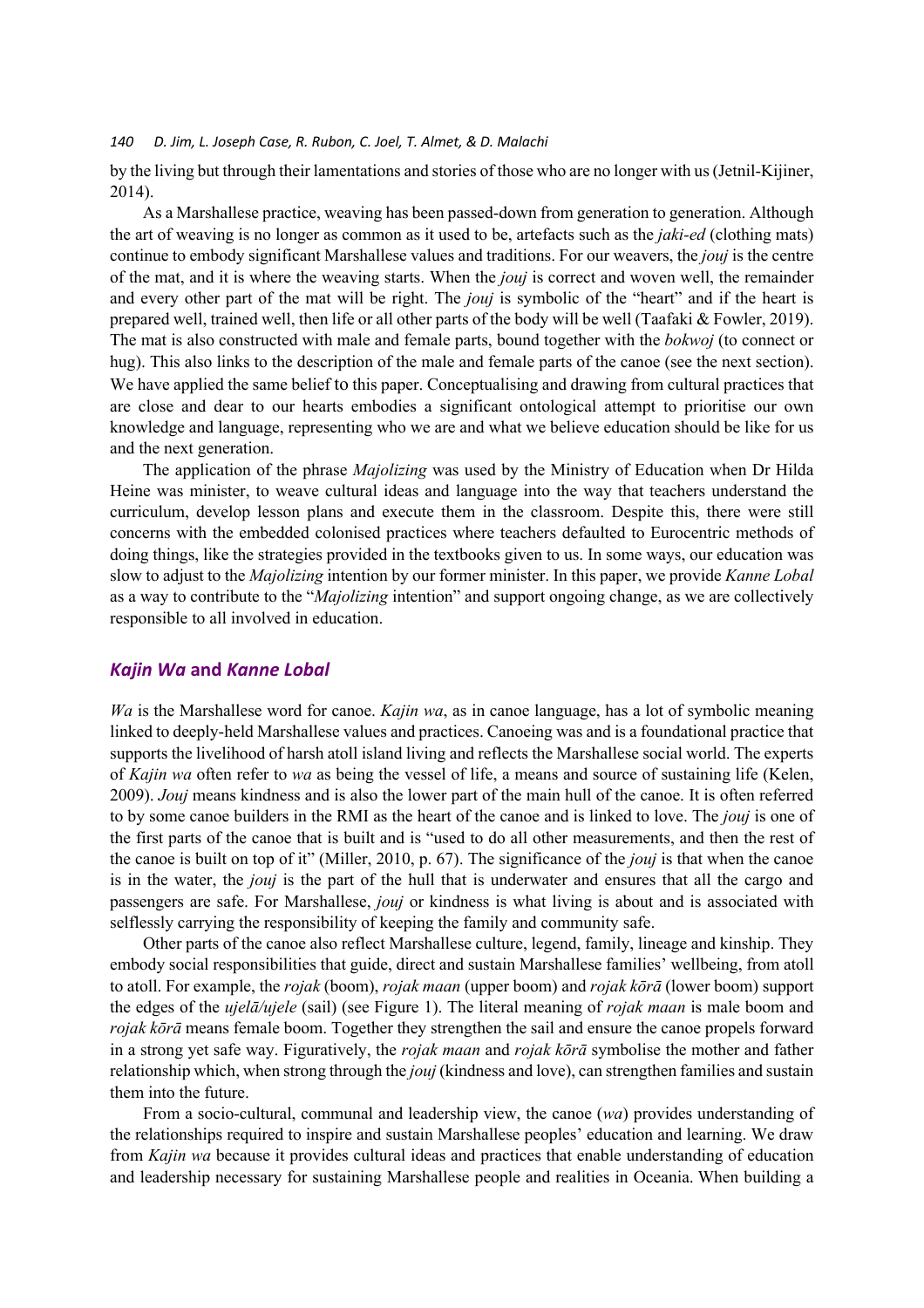by the living but through their lamentations and stories of those who are no longer with us (Jetnil-Kijiner, 2014).

As a Marshallese practice, weaving has been passed-down from generation to generation. Although the art of weaving is no longer as common as it used to be, artefacts such as the *jaki-ed* (clothing mats) continue to embody significant Marshallese values and traditions. For our weavers, the *jouj* is the centre of the mat, and it is where the weaving starts. When the *jouj* is correct and woven well, the remainder and every other part of the mat will be right. The *jouj* is symbolic of the "heart" and if the heart is prepared well, trained well, then life or all other parts of the body will be well (Taafaki & Fowler, 2019). The mat is also constructed with male and female parts, bound together with the *bokwoj* (to connect or hug). This also links to the description of the male and female parts of the canoe (see the next section). We have applied the same belief to this paper. Conceptualising and drawing from cultural practices that are close and dear to our hearts embodies a significant ontological attempt to prioritise our own knowledge and language, representing who we are and what we believe education should be like for us and the next generation.

The application of the phrase *Majolizing* was used by the Ministry of Education when Dr Hilda Heine was minister, to weave cultural ideas and language into the way that teachers understand the curriculum, develop lesson plans and execute them in the classroom. Despite this, there were still concerns with the embedded colonised practices where teachers defaulted to Eurocentric methods of doing things, like the strategies provided in the textbooks given to us. In some ways, our education was slow to adjust to the *Majolizing* intention by our former minister. In this paper, we provide *Kanne Lobal* as a way to contribute to the "*Majolizing* intention" and support ongoing change, as we are collectively responsible to all involved in education.

## *Kajin Wa* and *Kanne Lobal*

*Wa* is the Marshallese word for canoe. *Kajin wa*, as in canoe language, has a lot of symbolic meaning linked to deeply-held Marshallese values and practices. Canoeing was and is a foundational practice that supports the livelihood of harsh atoll island living and reflects the Marshallese social world. The experts of *Kajin wa* often refer to *wa* as being the vessel of life, a means and source of sustaining life (Kelen, 2009). *Jouj* means kindness and is also the lower part of the main hull of the canoe. It is often referred to by some canoe builders in the RMI as the heart of the canoe and is linked to love. The *jouj* is one of the first parts of the canoe that is built and is "used to do all other measurements, and then the rest of the canoe is built on top of it" (Miller, 2010, p. 67). The significance of the *jouj* is that when the canoe is in the water, the *jouj* is the part of the hull that is underwater and ensures that all the cargo and passengers are safe. For Marshallese, *jouj* or kindness is what living is about and is associated with selflessly carrying the responsibility of keeping the family and community safe.

Other parts of the canoe also reflect Marshallese culture, legend, family, lineage and kinship. They embody social responsibilities that guide, direct and sustain Marshallese families' wellbeing, from atoll to atoll. For example, the *rojak* (boom), *rojak maan* (upper boom) and *rojak kōrā* (lower boom) support the edges of the *ujelā/ujele* (sail) (see Figure 1). The literal meaning of *rojak maan* is male boom and *rojak kōrā* means female boom. Together they strengthen the sail and ensure the canoe propels forward in a strong yet safe way. Figuratively, the *rojak maan* and *rojak kōrā* symbolise the mother and father relationship which, when strong through the *jouj* (kindness and love), can strengthen families and sustain them into the future.

From a socio-cultural, communal and leadership view, the canoe (*wa*) provides understanding of the relationships required to inspire and sustain Marshallese peoples' education and learning. We draw from *Kajin wa* because it provides cultural ideas and practices that enable understanding of education and leadership necessary for sustaining Marshallese people and realities in Oceania. When building a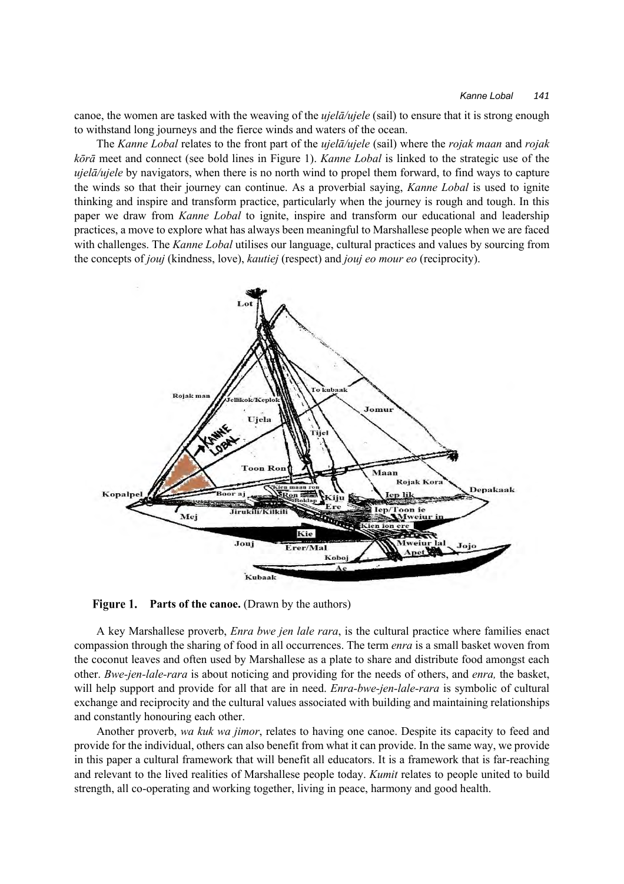canoe, the women are tasked with the weaving of the *ujelā/ujele* (sail) to ensure that it is strong enough to withstand long journeys and the fierce winds and waters of the ocean.

The *Kanne Lobal* relates to the front part of the *ujelā/ujele* (sail) where the *rojak maan* and *rojak kōrā* meet and connect (see bold lines in Figure 1). *Kanne Lobal* is linked to the strategic use of the *ujelā/ujele* by navigators, when there is no north wind to propel them forward, to find ways to capture the winds so that their journey can continue. As a proverbial saying, *Kanne Lobal* is used to ignite thinking and inspire and transform practice, particularly when the journey is rough and tough. In this paper we draw from *Kanne Lobal* to ignite, inspire and transform our educational and leadership practices, a move to explore what has always been meaningful to Marshallese people when we are faced with challenges. The *Kanne Lobal* utilises our language, cultural practices and values by sourcing from the concepts of *jouj* (kindness, love), *kautiej* (respect) and *jouj eo mour eo* (reciprocity).

**Figure 1. Parts of the canoe.** (Drawn by the authors)

A key Marshallese proverb, *Enra bwe jen lale rara*, is the cultural practice where families enact compassion through the sharing of food in all occurrences. The term *enra* is a small basket woven from the coconut leaves and often used by Marshallese as a plate to share and distribute food amongst each other. *Bwe-jen-lale-rara* is about noticing and providing for the needs of others, and *enra,* the basket, will help support and provide for all that are in need. *Enra-bwe-jen-lale-rara* is symbolic of cultural exchange and reciprocity and the cultural values associated with building and maintaining relationships and constantly honouring each other.

Another proverb, *wa kuk wa jimor*, relates to having one canoe. Despite its capacity to feed and provide for the individual, others can also benefit from what it can provide. In the same way, we provide in this paper a cultural framework that will benefit all educators. It is a framework that is far-reaching and relevant to the lived realities of Marshallese people today. *Kumit* relates to people united to build strength, all co-operating and working together, living in peace, harmony and good health.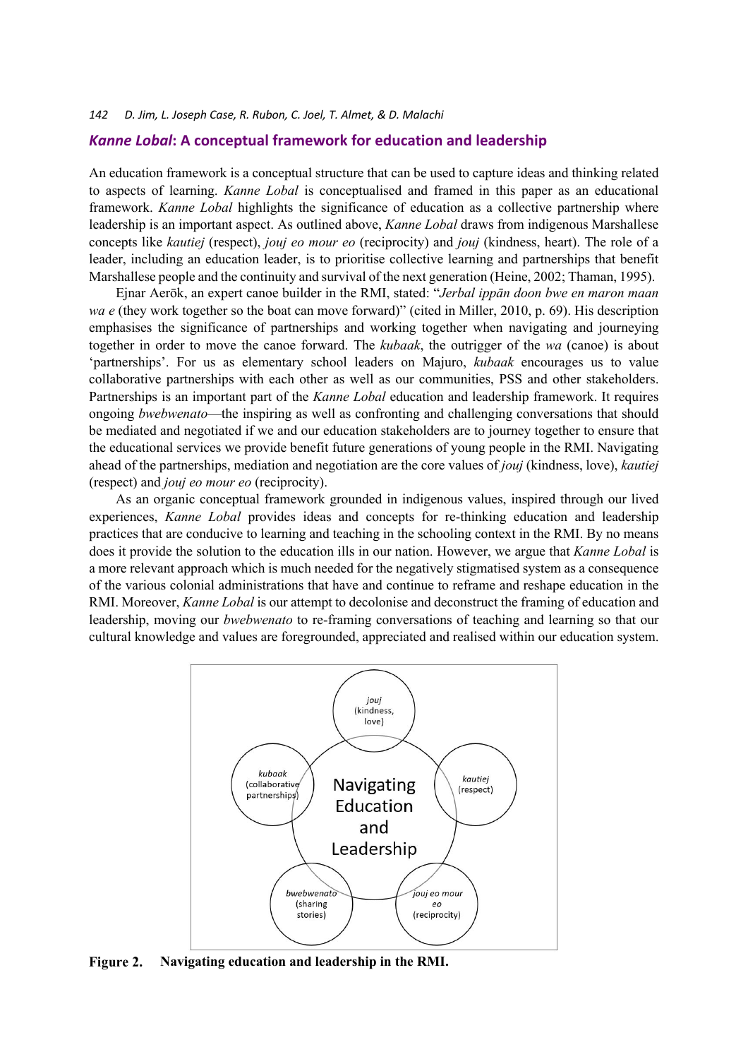## *Kanne Lobal*: A conceptual framework for education and leadership

An education framework is a conceptual structure that can be used to capture ideas and thinking related to aspects of learning. *Kanne Lobal* is conceptualised and framed in this paper as an educational framework. *Kanne Lobal* highlights the significance of education as a collective partnership where leadership is an important aspect. As outlined above, *Kanne Lobal* draws from indigenous Marshallese concepts like *kautiej* (respect), *jouj eo mour eo* (reciprocity) and *jouj* (kindness, heart). The role of a leader, including an education leader, is to prioritise collective learning and partnerships that benefit Marshallese people and the continuity and survival of the next generation (Heine, 2002; Thaman, 1995).

Ejnar Aerōk, an expert canoe builder in the RMI, stated: "*Jerbal ippān doon bwe en maron maan wa e* (they work together so the boat can move forward)" (cited in Miller, 2010, p. 69). His description emphasises the significance of partnerships and working together when navigating and journeying together in order to move the canoe forward. The *kubaak*, the outrigger of the *wa* (canoe) is about 'partnerships'. For us as elementary school leaders on Majuro, *kubaak* encourages us to value collaborative partnerships with each other as well as our communities, PSS and other stakeholders. Partnerships is an important part of the *Kanne Lobal* education and leadership framework. It requires ongoing *bwebwenato*—the inspiring as well as confronting and challenging conversations that should be mediated and negotiated if we and our education stakeholders are to journey together to ensure that the educational services we provide benefit future generations of young people in the RMI. Navigating ahead of the partnerships, mediation and negotiation are the core values of *jouj* (kindness, love), *kautiej* (respect) and *jouj eo mour eo* (reciprocity).

As an organic conceptual framework grounded in indigenous values, inspired through our lived experiences, *Kanne Lobal* provides ideas and concepts for re-thinking education and leadership practices that are conducive to learning and teaching in the schooling context in the RMI. By no means does it provide the solution to the education ills in our nation. However, we argue that *Kanne Lobal* is a more relevant approach which is much needed for the negatively stigmatised system as a consequence of the various colonial administrations that have and continue to reframe and reshape education in the RMI. Moreover, *Kanne Lobal* is our attempt to decolonise and deconstruct the framing of education and leadership, moving our *bwebwenato* to re-framing conversations of teaching and learning so that our cultural knowledge and values are foregrounded, appreciated and realised within our education system.

Navigating Education and Leadership: *jouj* (kindness, love); *kautiej* (respect); *jouj eo mour eo* (reciprocity); *bwebwenato* (sharing stories); *kubaak* (collaborative partnerships)

**Figure 2. Navigating education and leadership in the RMI.**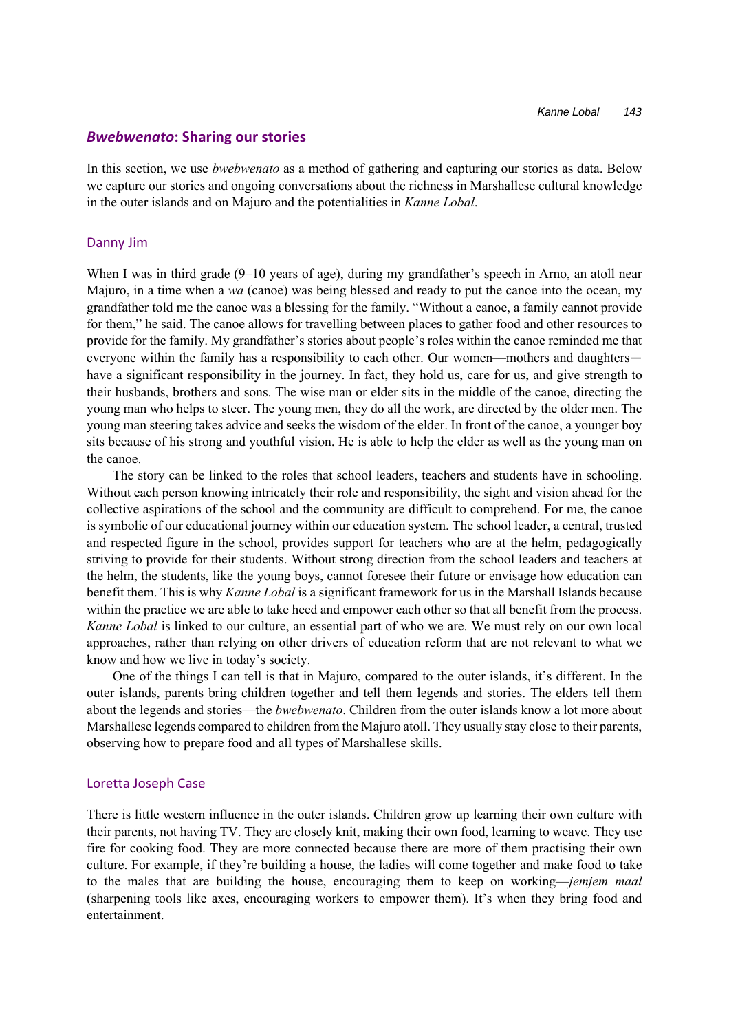## *Bwebwenato*: Sharing our stories

In this section, we use *bwebwenato* as a method of gathering and capturing our stories as data. Below we capture our stories and ongoing conversations about the richness in Marshallese cultural knowledge in the outer islands and on Majuro and the potentialities in *Kanne Lobal*.

### Danny Jim

When I was in third grade (9–10 years of age), during my grandfather's speech in Arno, an atoll near Majuro, in a time when a *wa* (canoe) was being blessed and ready to put the canoe into the ocean, my grandfather told me the canoe was a blessing for the family. "Without a canoe, a family cannot provide for them," he said. The canoe allows for travelling between places to gather food and other resources to provide for the family. My grandfather's stories about people's roles within the canoe reminded me that everyone within the family has a responsibility to each other. Our women—mothers and daughters— have a significant responsibility in the journey. In fact, they hold us, care for us, and give strength to their husbands, brothers and sons. The wise man or elder sits in the middle of the canoe, directing the young man who helps to steer. The young men, they do all the work, are directed by the older men. The young man steering takes advice and seeks the wisdom of the elder. In front of the canoe, a younger boy sits because of his strong and youthful vision. He is able to help the elder as well as the young man on the canoe.

The story can be linked to the roles that school leaders, teachers and students have in schooling. Without each person knowing intricately their role and responsibility, the sight and vision ahead for the collective aspirations of the school and the community are difficult to comprehend. For me, the canoe is symbolic of our educational journey within our education system. The school leader, a central, trusted and respected figure in the school, provides support for teachers who are at the helm, pedagogically striving to provide for their students. Without strong direction from the school leaders and teachers at the helm, the students, like the young boys, cannot foresee their future or envisage how education can benefit them. This is why *Kanne Lobal* is a significant framework for us in the Marshall Islands because within the practice we are able to take heed and empower each other so that all benefit from the process. *Kanne Lobal* is linked to our culture, an essential part of who we are. We must rely on our own local approaches, rather than relying on other drivers of education reform that are not relevant to what we know and how we live in today's society.

One of the things I can tell is that in Majuro, compared to the outer islands, it's different. In the outer islands, parents bring children together and tell them legends and stories. The elders tell them about the legends and stories—the *bwebwenato*. Children from the outer islands know a lot more about Marshallese legends compared to children from the Majuro atoll. They usually stay close to their parents, observing how to prepare food and all types of Marshallese skills.

### Loretta Joseph Case

There is little western influence in the outer islands. Children grow up learning their own culture with their parents, not having TV. They are closely knit, making their own food, learning to weave. They use fire for cooking food. They are more connected because there are more of them practising their own culture. For example, if they're building a house, the ladies will come together and make food to take to the males that are building the house, encouraging them to keep on working—*jemjem maal* (sharpening tools like axes, encouraging workers to empower them). It's when they bring food and entertainment.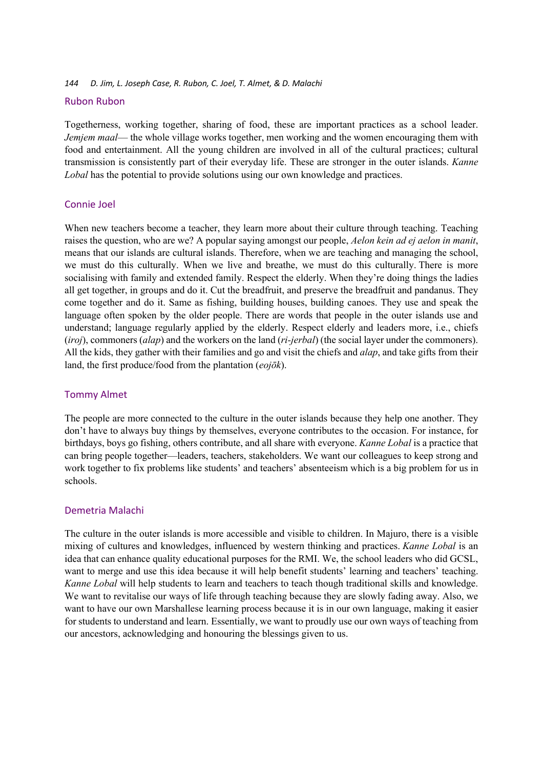## Rubon Rubon

Togetherness, working together, sharing of food, these are important practices as a school leader. *Jemjem maal*— the whole village works together, men working and the women encouraging them with food and entertainment. All the young children are involved in all of the cultural practices; cultural transmission is consistently part of their everyday life. These are stronger in the outer islands. *Kanne Lobal* has the potential to provide solutions using our own knowledge and practices.

## Connie Joel

When new teachers become a teacher, they learn more about their culture through teaching. Teaching raises the question, who are we? A popular saying amongst our people, *Aelon kein ad ej aelon in manit*, means that our islands are cultural islands. Therefore, when we are teaching and managing the school, we must do this culturally. When we live and breathe, we must do this culturally. There is more socialising with family and extended family. Respect the elderly. When they're doing things the ladies all get together, in groups and do it. Cut the breadfruit, and preserve the breadfruit and pandanus. They come together and do it. Same as fishing, building houses, building canoes. They use and speak the language often spoken by the older people. There are words that people in the outer islands use and understand; language regularly applied by the elderly. Respect elderly and leaders more, i.e., chiefs (*iroj*), commoners (*alap*) and the workers on the land (*ri-jerbal*) (the social layer under the commoners). All the kids, they gather with their families and go and visit the chiefs and *alap*, and take gifts from their land, the first produce/food from the plantation (*eojōk*).

## Tommy Almet

The people are more connected to the culture in the outer islands because they help one another. They don't have to always buy things by themselves, everyone contributes to the occasion. For instance, for birthdays, boys go fishing, others contribute, and all share with everyone. *Kanne Lobal* is a practice that can bring people together—leaders, teachers, stakeholders. We want our colleagues to keep strong and work together to fix problems like students' and teachers' absenteeism which is a big problem for us in schools.

## Demetria Malachi

The culture in the outer islands is more accessible and visible to children. In Majuro, there is a visible mixing of cultures and knowledges, influenced by western thinking and practices. *Kanne Lobal* is an idea that can enhance quality educational purposes for the RMI. We, the school leaders who did GCSL, want to merge and use this idea because it will help benefit students' learning and teachers' teaching. *Kanne Lobal* will help students to learn and teachers to teach though traditional skills and knowledge. We want to revitalise our ways of life through teaching because they are slowly fading away. Also, we want to have our own Marshallese learning process because it is in our own language, making it easier for students to understand and learn. Essentially, we want to proudly use our own ways of teaching from our ancestors, acknowledging and honouring the blessings given to us.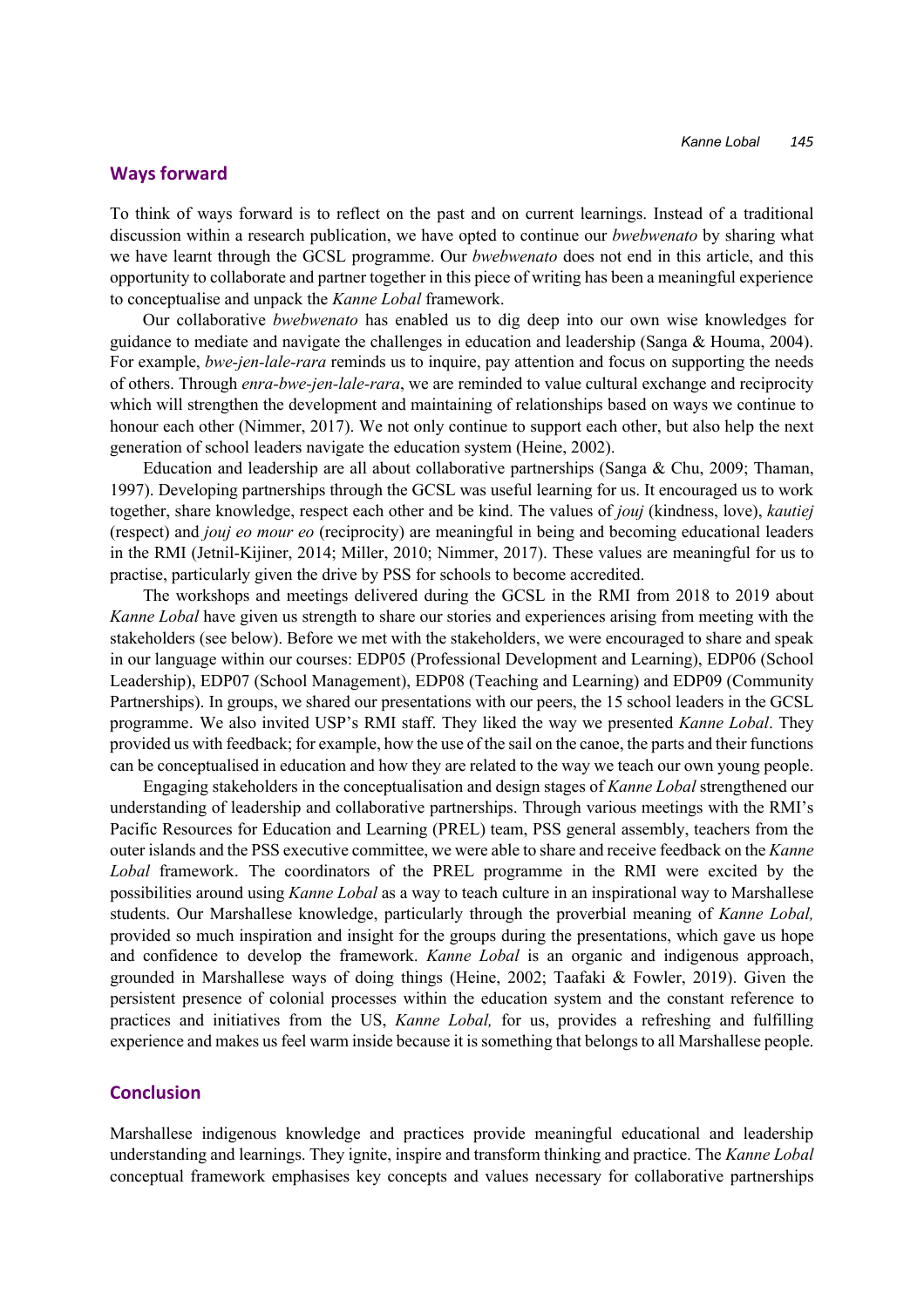## Ways forward

To think of ways forward is to reflect on the past and on current learnings. Instead of a traditional discussion within a research publication, we have opted to continue our *bwebwenato* by sharing what we have learnt through the GCSL programme. Our *bwebwenato* does not end in this article, and this opportunity to collaborate and partner together in this piece of writing has been a meaningful experience to conceptualise and unpack the *Kanne Lobal* framework.

Our collaborative *bwebwenato* has enabled us to dig deep into our own wise knowledges for guidance to mediate and navigate the challenges in education and leadership (Sanga & Houma, 2004). For example, *bwe-jen-lale-rara* reminds us to inquire, pay attention and focus on supporting the needs of others. Through *enra-bwe-jen-lale-rara*, we are reminded to value cultural exchange and reciprocity which will strengthen the development and maintaining of relationships based on ways we continue to honour each other (Nimmer, 2017). We not only continue to support each other, but also help the next generation of school leaders navigate the education system (Heine, 2002).

Education and leadership are all about collaborative partnerships (Sanga & Chu, 2009; Thaman, 1997). Developing partnerships through the GCSL was useful learning for us. It encouraged us to work together, share knowledge, respect each other and be kind. The values of *jouj* (kindness, love), *kautiej* (respect) and *jouj eo mour eo* (reciprocity) are meaningful in being and becoming educational leaders in the RMI (Jetnil-Kijiner, 2014; Miller, 2010; Nimmer, 2017). These values are meaningful for us to practise, particularly given the drive by PSS for schools to become accredited.

The workshops and meetings delivered during the GCSL in the RMI from 2018 to 2019 about *Kanne Lobal* have given us strength to share our stories and experiences arising from meeting with the stakeholders (see below). Before we met with the stakeholders, we were encouraged to share and speak in our language within our courses: EDP05 (Professional Development and Learning), EDP06 (School Leadership), EDP07 (School Management), EDP08 (Teaching and Learning) and EDP09 (Community Partnerships). In groups, we shared our presentations with our peers, the 15 school leaders in the GCSL programme. We also invited USP's RMI staff. They liked the way we presented *Kanne Lobal*. They provided us with feedback; for example, how the use of the sail on the canoe, the parts and their functions can be conceptualised in education and how they are related to the way we teach our own young people.

Engaging stakeholders in the conceptualisation and design stages of *Kanne Lobal* strengthened our understanding of leadership and collaborative partnerships. Through various meetings with the RMI's Pacific Resources for Education and Learning (PREL) team, PSS general assembly, teachers from the outer islands and the PSS executive committee, we were able to share and receive feedback on the *Kanne Lobal* framework. The coordinators of the PREL programme in the RMI were excited by the possibilities around using *Kanne Lobal* as a way to teach culture in an inspirational way to Marshallese students. Our Marshallese knowledge, particularly through the proverbial meaning of *Kanne Lobal,* provided so much inspiration and insight for the groups during the presentations, which gave us hope and confidence to develop the framework. *Kanne Lobal* is an organic and indigenous approach, grounded in Marshallese ways of doing things (Heine, 2002; Taafaki & Fowler, 2019). Given the persistent presence of colonial processes within the education system and the constant reference to practices and initiatives from the US, *Kanne Lobal,* for us, provides a refreshing and fulfilling experience and makes us feel warm inside because it is something that belongs to all Marshallese people.

## Conclusion

Marshallese indigenous knowledge and practices provide meaningful educational and leadership understanding and learnings. They ignite, inspire and transform thinking and practice. The *Kanne Lobal* conceptual framework emphasises key concepts and values necessary for collaborative partnerships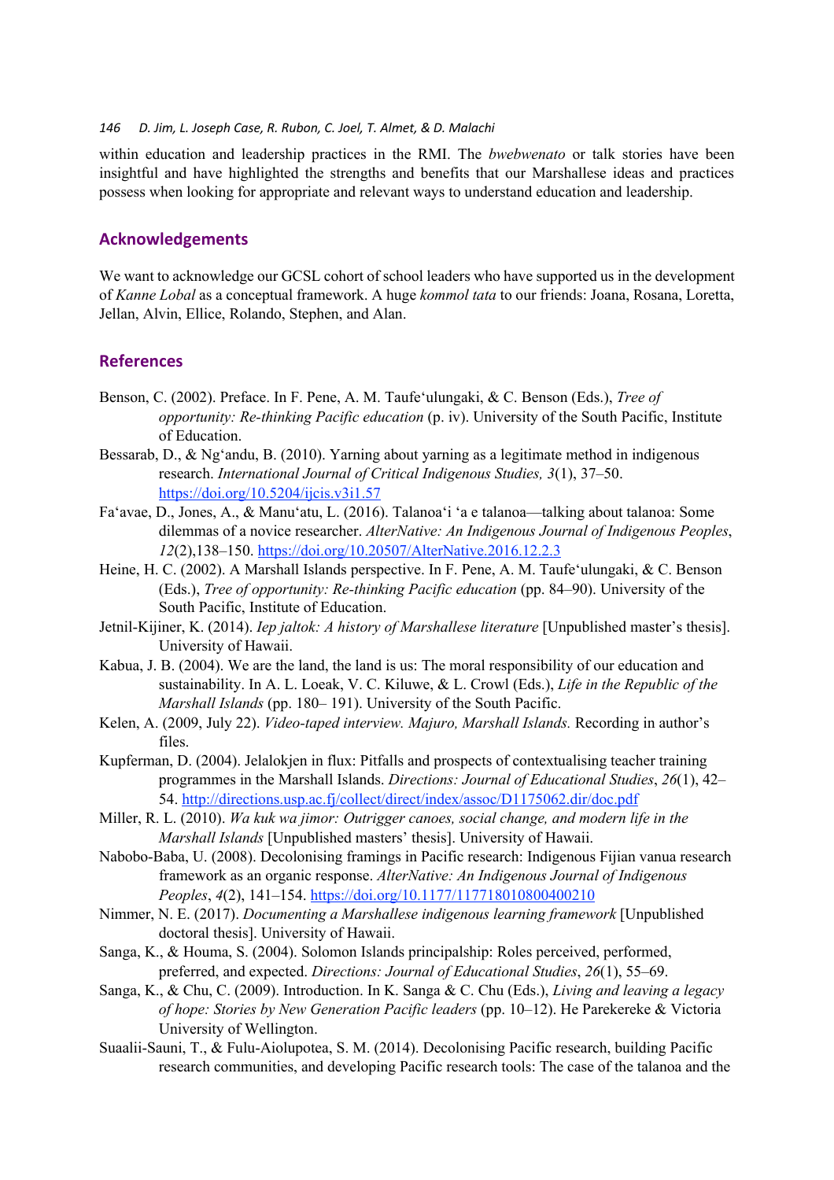within education and leadership practices in the RMI. The *bwebwenato* or talk stories have been insightful and have highlighted the strengths and benefits that our Marshallese ideas and practices possess when looking for appropriate and relevant ways to understand education and leadership.

## Acknowledgements

We want to acknowledge our GCSL cohort of school leaders who have supported us in the development of *Kanne Lobal* as a conceptual framework. A huge *kommol tata* to our friends: Joana, Rosana, Loretta, Jellan, Alvin, Ellice, Rolando, Stephen, and Alan.

## References

Benson, C. (2002). Preface. In F. Pene, A. M. Taufe'ulungaki, & C. Benson (Eds.), *Tree of opportunity: Re-thinking Pacific education* (p. iv). University of the South Pacific, Institute of Education.

Bessarab, D., & Ng'andu, B. (2010). Yarning about yarning as a legitimate method in indigenous research. *International Journal of Critical Indigenous Studies, 3*(1), 37–50. https://doi.org/10.5204/ijcis.v3i1.57

Fa'avae, D., Jones, A., & Manu'atu, L. (2016). Talanoa'i 'a e talanoa—talking about talanoa: Some dilemmas of a novice researcher. *AlterNative: An Indigenous Journal of Indigenous Peoples*, *12*(2),138–150. https://doi.org/10.20507/AlterNative.2016.12.2.3

Heine, H. C. (2002). A Marshall Islands perspective. In F. Pene, A. M. Taufe'ulungaki, & C. Benson (Eds.), *Tree of opportunity: Re-thinking Pacific education* (pp. 84–90). University of the South Pacific, Institute of Education.

Jetnil-Kijiner, K. (2014). *Iep jaltok: A history of Marshallese literature* [Unpublished master's thesis]. University of Hawaii.

Kabua, J. B. (2004). We are the land, the land is us: The moral responsibility of our education and sustainability. In A. L. Loeak, V. C. Kiluwe, & L. Crowl (Eds.), *Life in the Republic of the Marshall Islands* (pp. 180– 191). University of the South Pacific.

Kelen, A. (2009, July 22). *Video-taped interview. Majuro, Marshall Islands.* Recording in author's files.

Kupferman, D. (2004). Jelalokjen in flux: Pitfalls and prospects of contextualising teacher training programmes in the Marshall Islands. *Directions: Journal of Educational Studies*, *26*(1), 42–54. http://directions.usp.ac.fj/collect/direct/index/assoc/D1175062.dir/doc.pdf

Miller, R. L. (2010). *Wa kuk wa jimor: Outrigger canoes, social change, and modern life in the Marshall Islands* [Unpublished masters' thesis]. University of Hawaii.

Nabobo-Baba, U. (2008). Decolonising framings in Pacific research: Indigenous Fijian vanua research framework as an organic response. *AlterNative: An Indigenous Journal of Indigenous Peoples*, *4*(2), 141–154. https://doi.org/10.1177/117718010800400210

Nimmer, N. E. (2017). *Documenting a Marshallese indigenous learning framework* [Unpublished doctoral thesis]. University of Hawaii.

Sanga, K., & Houma, S. (2004). Solomon Islands principalship: Roles perceived, performed, preferred, and expected. *Directions: Journal of Educational Studies*, *26*(1), 55–69.

Sanga, K., & Chu, C. (2009). Introduction. In K. Sanga & C. Chu (Eds.), *Living and leaving a legacy of hope: Stories by New Generation Pacific leaders* (pp. 10–12). He Parekereke & Victoria University of Wellington.

Suaalii-Sauni, T., & Fulu-Aiolupotea, S. M. (2014). Decolonising Pacific research, building Pacific research communities, and developing Pacific research tools: The case of the talanoa and the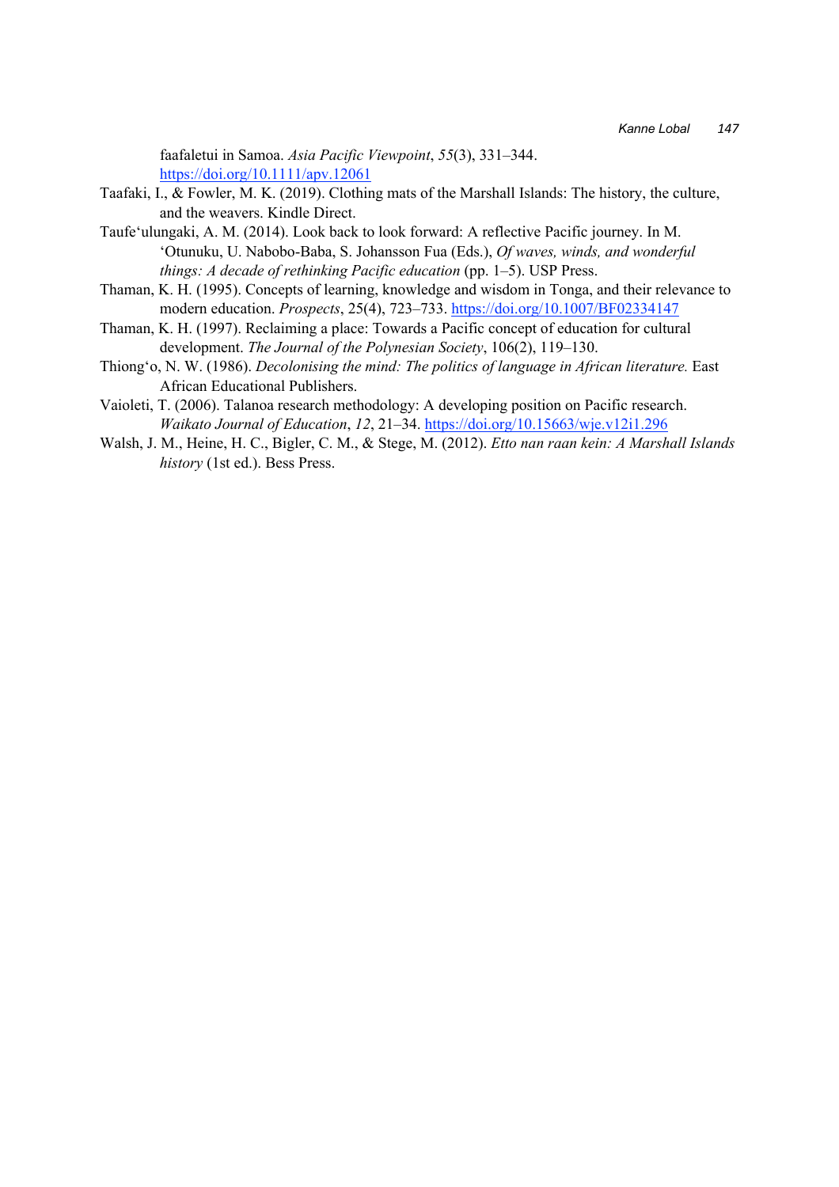faafaletui in Samoa. *Asia Pacific Viewpoint*, *55*(3), 331–344. https://doi.org/10.1111/apv.12061

Taafaki, I., & Fowler, M. K. (2019). Clothing mats of the Marshall Islands: The history, the culture, and the weavers. Kindle Direct.

Taufe'ulungaki, A. M. (2014). Look back to look forward: A reflective Pacific journey. In M. 'Otunuku, U. Nabobo-Baba, S. Johansson Fua (Eds.), *Of waves, winds, and wonderful things: A decade of rethinking Pacific education* (pp. 1–5). USP Press.

Thaman, K. H. (1995). Concepts of learning, knowledge and wisdom in Tonga, and their relevance to modern education. *Prospects*, 25(4), 723–733. https://doi.org/10.1007/BF02334147

Thaman, K. H. (1997). Reclaiming a place: Towards a Pacific concept of education for cultural development. *The Journal of the Polynesian Society*, 106(2), 119–130.

Thiong'o, N. W. (1986). *Decolonising the mind: The politics of language in African literature.* East African Educational Publishers.

Vaioleti, T. (2006). Talanoa research methodology: A developing position on Pacific research. *Waikato Journal of Education*, *12*, 21–34. https://doi.org/10.15663/wje.v12i1.296

Walsh, J. M., Heine, H. C., Bigler, C. M., & Stege, M. (2012). *Etto nan raan kein: A Marshall Islands history* (1st ed.). Bess Press.